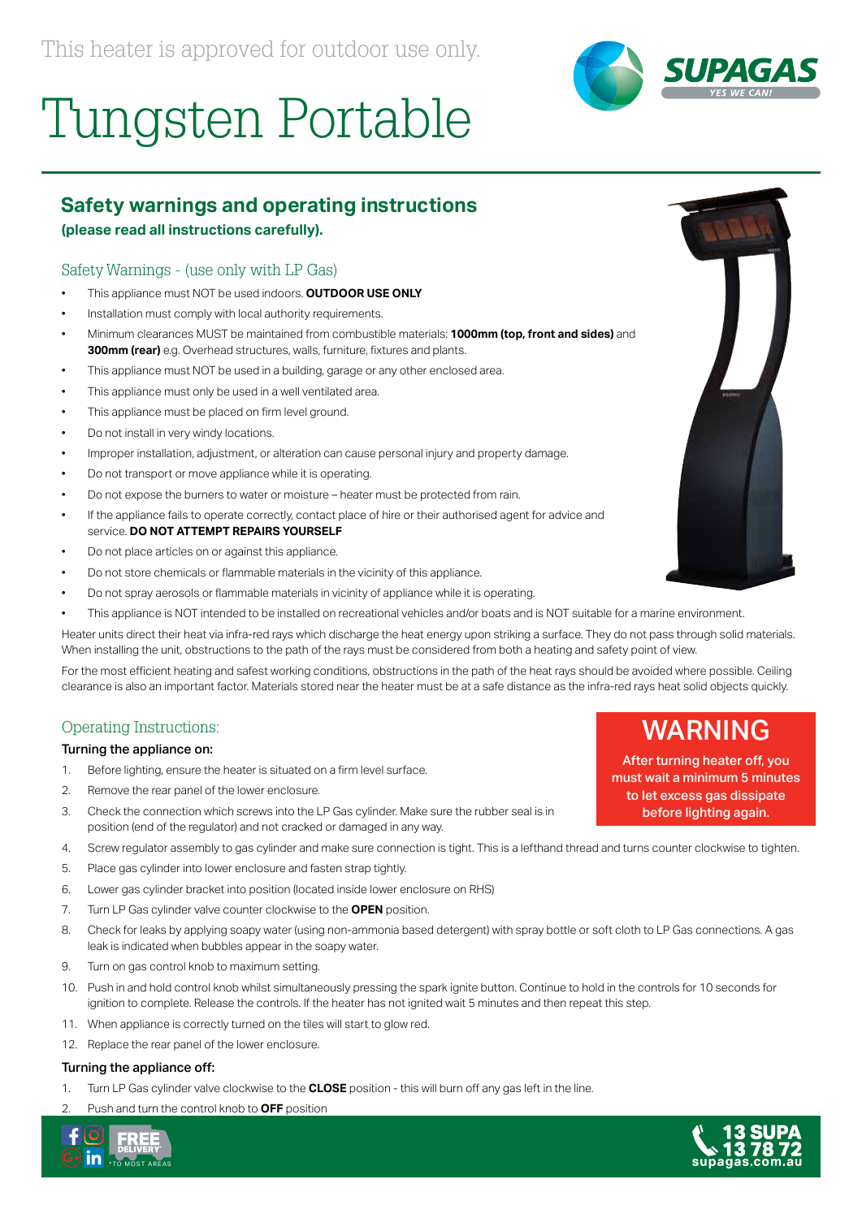This heater is approved for outdoor use only.

# Tungsten Portable

SUPAGAS
YES WE CAN!

## Safety warnings and operating instructions

**(please read all instructions carefully).**

### Safety Warnings - (use only with LP Gas)

- This appliance must NOT be used indoors. **OUTDOOR USE ONLY**
- Installation must comply with local authority requirements.
- Minimum clearances MUST be maintained from combustible materials: **1000mm (top, front and sides)** and **300mm (rear)** e.g. Overhead structures, walls, furniture, fixtures and plants.
- This appliance must NOT be used in a building, garage or any other enclosed area.
- This appliance must only be used in a well ventilated area.
- This appliance must be placed on firm level ground.
- Do not install in very windy locations.
- Improper installation, adjustment, or alteration can cause personal injury and property damage.
- Do not transport or move appliance while it is operating.
- Do not expose the burners to water or moisture – heater must be protected from rain.
- If the appliance fails to operate correctly, contact place of hire or their authorised agent for advice and service. **DO NOT ATTEMPT REPAIRS YOURSELF**
- Do not place articles on or against this appliance.
- Do not store chemicals or flammable materials in the vicinity of this appliance.
- Do not spray aerosols or flammable materials in vicinity of appliance while it is operating.
- This appliance is NOT intended to be installed on recreational vehicles and/or boats and is NOT suitable for a marine environment.

Heater units direct their heat via infra-red rays which discharge the heat energy upon striking a surface. They do not pass through solid materials. When installing the unit, obstructions to the path of the rays must be considered from both a heating and safety point of view.

For the most efficient heating and safest working conditions, obstructions in the path of the heat rays should be avoided where possible. Ceiling clearance is also an important factor. Materials stored near the heater must be at a safe distance as the infra-red rays heat solid objects quickly.

### Operating Instructions:

**WARNING**

**After turning heater off, you must wait a minimum 5 minutes to let excess gas dissipate before lighting again.**

#### Turning the appliance on:

1. Before lighting, ensure the heater is situated on a firm level surface.
2. Remove the rear panel of the lower enclosure.
3. Check the connection which screws into the LP Gas cylinder. Make sure the rubber seal is in position (end of the regulator) and not cracked or damaged in any way.
4. Screw regulator assembly to gas cylinder and make sure connection is tight. This is a lefthand thread and turns counter clockwise to tighten.
5. Place gas cylinder into lower enclosure and fasten strap tightly.
6. Lower gas cylinder bracket into position (located inside lower enclosure on RHS)
7. Turn LP Gas cylinder valve counter clockwise to the **OPEN** position.
8. Check for leaks by applying soapy water (using non-ammonia based detergent) with spray bottle or soft cloth to LP Gas connections. A gas leak is indicated when bubbles appear in the soapy water.
9. Turn on gas control knob to maximum setting.
10. Push in and hold control knob whilst simultaneously pressing the spark ignite button. Continue to hold in the controls for 10 seconds for ignition to complete. Release the controls. If the heater has not ignited wait 5 minutes and then repeat this step.
11. When appliance is correctly turned on the tiles will start to glow red.
12. Replace the rear panel of the lower enclosure.

#### Turning the appliance off:

1. Turn LP Gas cylinder valve clockwise to the **CLOSE** position - this will burn off any gas left in the line.
2. Push and turn the control knob to **OFF** position

FREE DELIVERY* *TO MOST AREAS

13 SUPA
13 78 72
supagas.com.au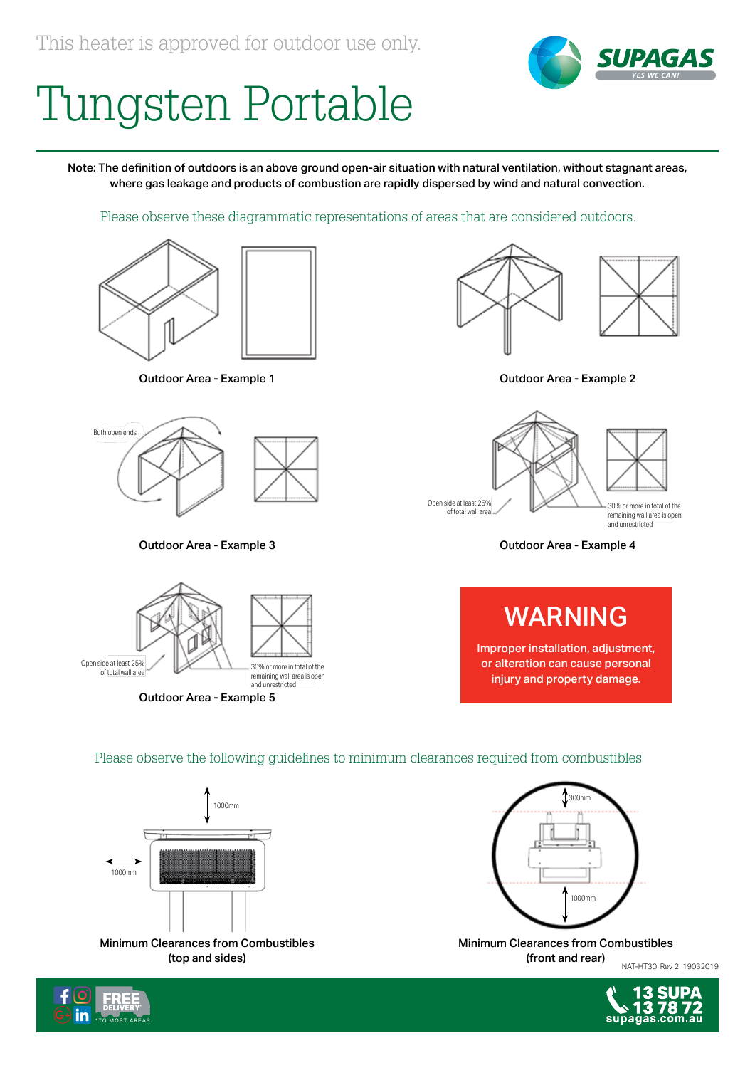This heater is approved for outdoor use only.

# Tungsten Portable

**Note: The definition of outdoors is an above ground open-air situation with natural ventilation, without stagnant areas, where gas leakage and products of combustion are rapidly dispersed by wind and natural convection.**

Please observe these diagrammatic representations of areas that are considered outdoors.

Outdoor Area - Example 1

Outdoor Area - Example 2

Both open ends

Outdoor Area - Example 3

Open side at least 25% of total wall area

30% or more in total of the remaining wall area is open and unrestricted

Outdoor Area - Example 4

Open side at least 25% of total wall area

30% or more in total of the remaining wall area is open and unrestricted

Outdoor Area - Example 5

## WARNING

Improper installation, adjustment, or alteration can cause personal injury and property damage.

Please observe the following guidelines to minimum clearances required from combustibles

1000mm

1000mm

Minimum Clearances from Combustibles (top and sides)

300mm

1000mm

Minimum Clearances from Combustibles (front and rear)

NAT-HT30 Rev 2_19032019

FREE DELIVERY* *TO MOST AREAS

13 SUPA 13 78 72 supagas.com.au